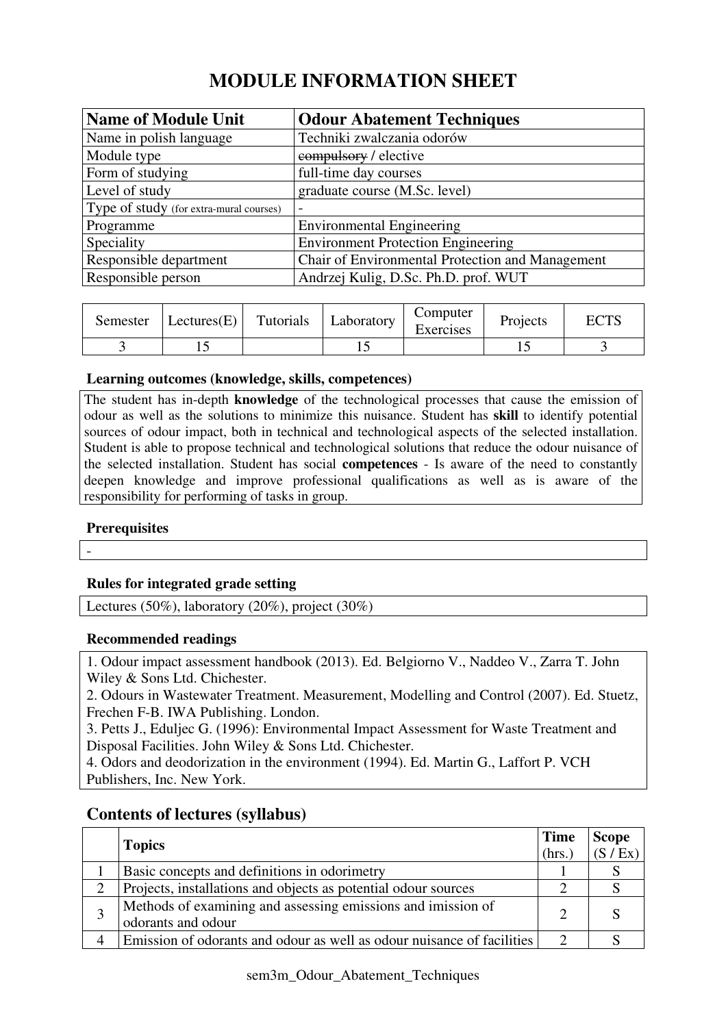# MODULE INFORMATION SHEET

| **Name of Module Unit** | **Odour Abatement Techniques** |
|---|---|
| Name in polish language | Techniki zwalczania odorów |
| Module type | ~~compulsory~~ / elective |
| Form of studying | full-time day courses |
| Level of study | graduate course (M.Sc. level) |
| Type of study (for extra-mural courses) | - |
| Programme | Environmental Engineering |
| Speciality | Environment Protection Engineering |
| Responsible department | Chair of Environmental Protection and Management |
| Responsible person | Andrzej Kulig, D.Sc. Ph.D. prof. WUT |

| Semester | Lectures(E) | Tutorials | Laboratory | Computer Exercises | Projects | ECTS |
|---|---|---|---|---|---|---|
| 3 | 15 | | 15 | | 15 | 3 |

### Learning outcomes (knowledge, skills, competences)

The student has in-depth **knowledge** of the technological processes that cause the emission of odour as well as the solutions to minimize this nuisance. Student has **skill** to identify potential sources of odour impact, both in technical and technological aspects of the selected installation. Student is able to propose technical and technological solutions that reduce the odour nuisance of the selected installation. Student has social **competences** - Is aware of the need to constantly deepen knowledge and improve professional qualifications as well as is aware of the responsibility for performing of tasks in group.

### Prerequisites

-

### Rules for integrated grade setting

Lectures (50%), laboratory (20%), project (30%)

### Recommended readings

1. Odour impact assessment handbook (2013). Ed. Belgiorno V., Naddeo V., Zarra T. John Wiley & Sons Ltd. Chichester.
2. Odours in Wastewater Treatment. Measurement, Modelling and Control (2007). Ed. Stuetz, Frechen F-B. IWA Publishing. London.
3. Petts J., Eduljec G. (1996): Environmental Impact Assessment for Waste Treatment and Disposal Facilities. John Wiley & Sons Ltd. Chichester.
4. Odors and deodorization in the environment (1994). Ed. Martin G., Laffort P. VCH Publishers, Inc. New York.

## Contents of lectures (syllabus)

| | **Topics** | **Time** (hrs.) | **Scope** (S / Ex) |
|---|---|---|---|
| 1 | Basic concepts and definitions in odorimetry | 1 | S |
| 2 | Projects, installations and objects as potential odour sources | 2 | S |
| 3 | Methods of examining and assessing emissions and imission of odorants and odour | 2 | S |
| 4 | Emission of odorants and odour as well as odour nuisance of facilities | 2 | S |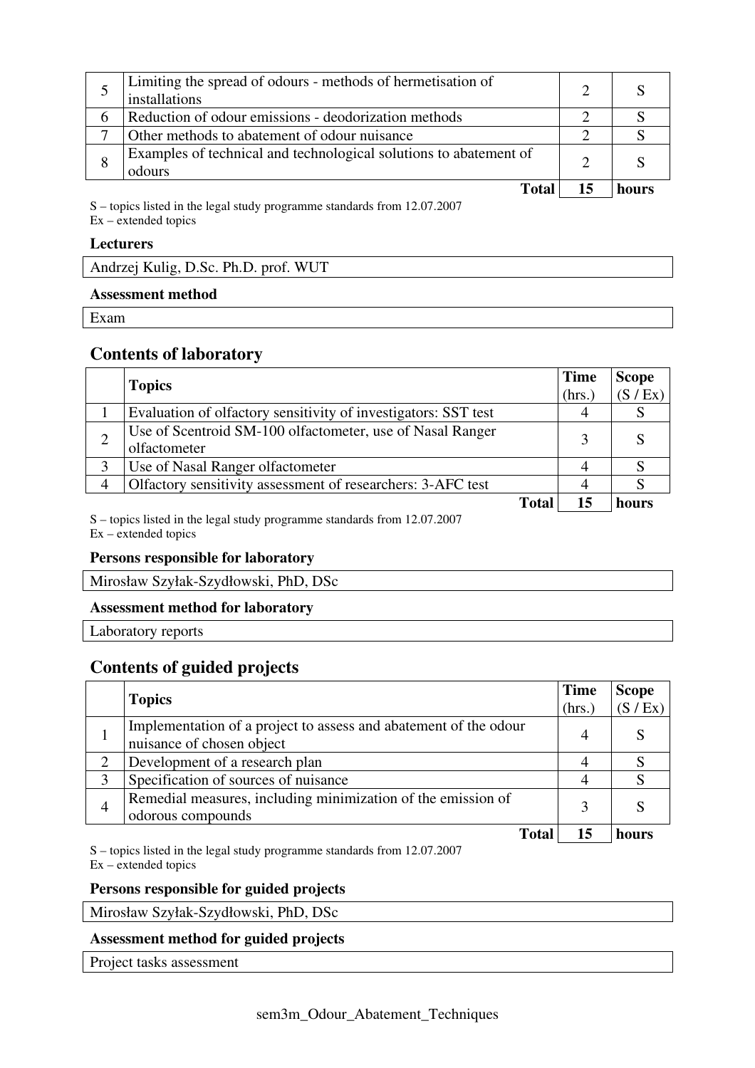| | | | |
|---|---|---|---|
| 5 | Limiting the spread of odours - methods of hermetisation of installations | 2 | S |
| 6 | Reduction of odour emissions - deodorization methods | 2 | S |
| 7 | Other methods to abatement of odour nuisance | 2 | S |
| 8 | Examples of technical and technological solutions to abatement of odours | 2 | S |
| | **Total** | **15** | **hours** |

S – topics listed in the legal study programme standards from 12.07.2007
Ex – extended topics

**Lecturers**

Andrzej Kulig, D.Sc. Ph.D. prof. WUT

**Assessment method**

Exam

## Contents of laboratory

| | Topics | Time (hrs.) | Scope (S / Ex) |
|---|---|---|---|
| 1 | Evaluation of olfactory sensitivity of investigators: SST test | 4 | S |
| 2 | Use of Scentroid SM-100 olfactometer, use of Nasal Ranger olfactometer | 3 | S |
| 3 | Use of Nasal Ranger olfactometer | 4 | S |
| 4 | Olfactory sensitivity assessment of researchers: 3-AFC test | 4 | S |
| | **Total** | **15** | **hours** |

S – topics listed in the legal study programme standards from 12.07.2007
Ex – extended topics

**Persons responsible for laboratory**

Mirosław Szyłak-Szydłowski, PhD, DSc

**Assessment method for laboratory**

Laboratory reports

## Contents of guided projects

| | Topics | Time (hrs.) | Scope (S / Ex) |
|---|---|---|---|
| 1 | Implementation of a project to assess and abatement of the odour nuisance of chosen object | 4 | S |
| 2 | Development of a research plan | 4 | S |
| 3 | Specification of sources of nuisance | 4 | S |
| 4 | Remedial measures, including minimization of the emission of odorous compounds | 3 | S |
| | **Total** | **15** | **hours** |

S – topics listed in the legal study programme standards from 12.07.2007
Ex – extended topics

**Persons responsible for guided projects**

Mirosław Szyłak-Szydłowski, PhD, DSc

**Assessment method for guided projects**

Project tasks assessment